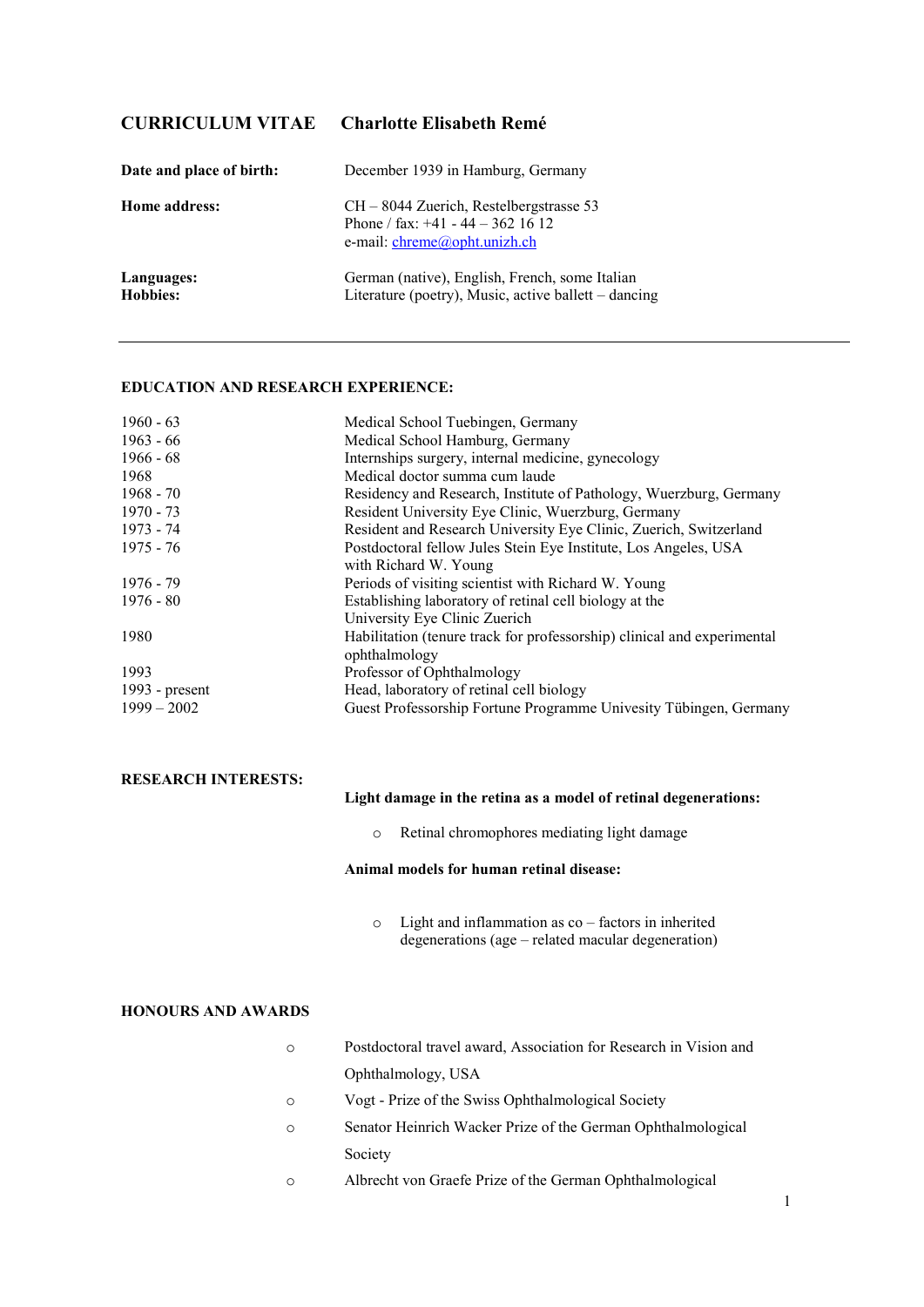## CURRICULUM VITAE Charlotte Elisabeth Remé

| | |
|---|---|
| **Date and place of birth:** | December 1939 in Hamburg, Germany |
| **Home address:** | CH – 8044 Zuerich, Restelbergstrasse 53<br>Phone / fax: +41 - 44 – 362 16 12<br>e-mail: chreme@opht.unizh.ch |
| **Languages:** | German (native), English, French, some Italian |
| **Hobbies:** | Literature (poetry), Music, active ballett – dancing |

---

### EDUCATION AND RESEARCH EXPERIENCE:

| | |
|---|---|
| 1960 - 63 | Medical School Tuebingen, Germany |
| 1963 - 66 | Medical School Hamburg, Germany |
| 1966 - 68 | Internships surgery, internal medicine, gynecology |
| 1968 | Medical doctor summa cum laude |
| 1968 - 70 | Residency and Research, Institute of Pathology, Wuerzburg, Germany |
| 1970 - 73 | Resident University Eye Clinic, Wuerzburg, Germany |
| 1973 - 74 | Resident and Research University Eye Clinic, Zuerich, Switzerland |
| 1975 - 76 | Postdoctoral fellow Jules Stein Eye Institute, Los Angeles, USA with Richard W. Young |
| 1976 - 79 | Periods of visiting scientist with Richard W. Young |
| 1976 - 80 | Establishing laboratory of retinal cell biology at the University Eye Clinic Zuerich |
| 1980 | Habilitation (tenure track for professorship) clinical and experimental ophthalmology |
| 1993 | Professor of Ophthalmology |
| 1993 - present | Head, laboratory of retinal cell biology |
| 1999 – 2002 | Guest Professorship Fortune Programme Univesity Tübingen, Germany |

### RESEARCH INTERESTS:

**Light damage in the retina as a model of retinal degenerations:**

- Retinal chromophores mediating light damage

**Animal models for human retinal disease:**

- Light and inflammation as co – factors in inherited degenerations (age – related macular degeneration)

### HONOURS AND AWARDS

- Postdoctoral travel award, Association for Research in Vision and Ophthalmology, USA
- Vogt - Prize of the Swiss Ophthalmological Society
- Senator Heinrich Wacker Prize of the German Ophthalmological Society
- Albrecht von Graefe Prize of the German Ophthalmological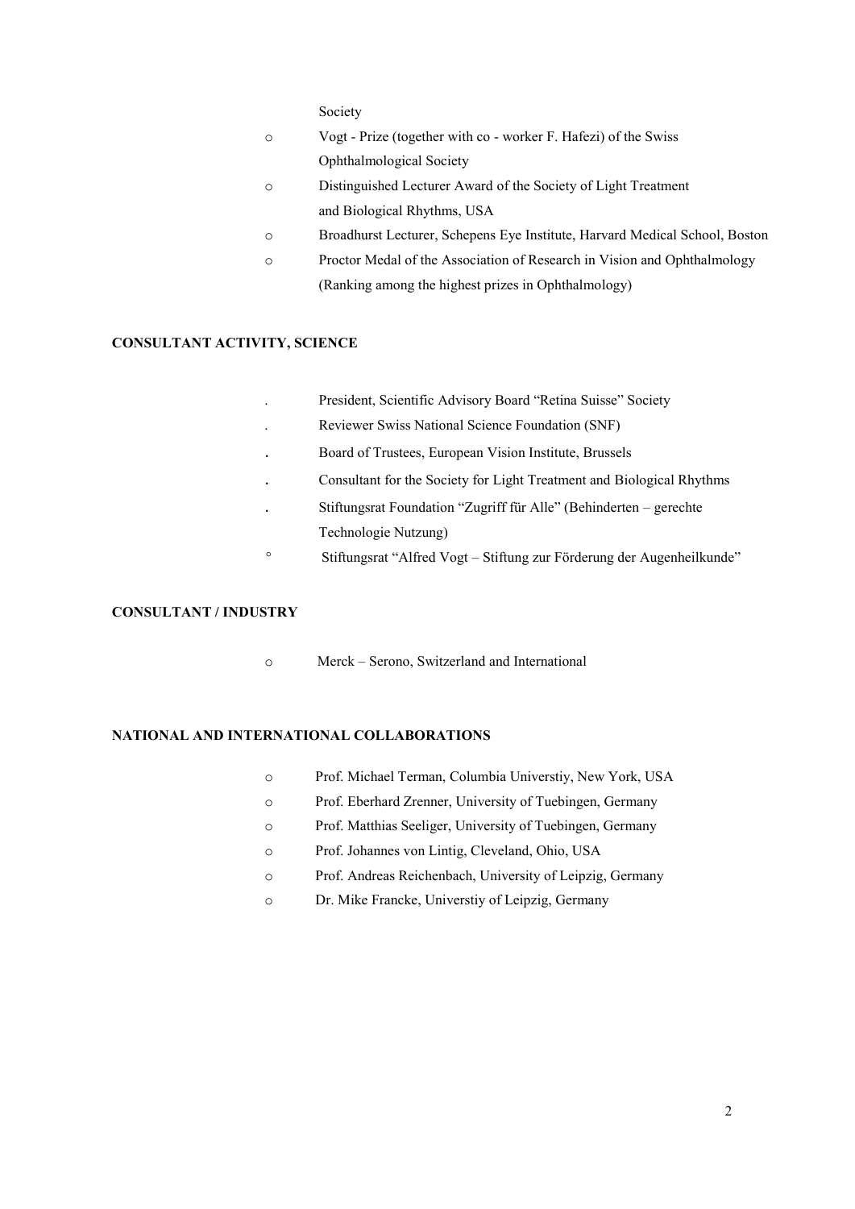Society

- Vogt - Prize (together with co - worker F. Hafezi) of the Swiss Ophthalmological Society
- Distinguished Lecturer Award of the Society of Light Treatment and Biological Rhythms, USA
- Broadhurst Lecturer, Schepens Eye Institute, Harvard Medical School, Boston
- Proctor Medal of the Association of Research in Vision and Ophthalmology (Ranking among the highest prizes in Ophthalmology)

**CONSULTANT ACTIVITY, SCIENCE**

- President, Scientific Advisory Board "Retina Suisse" Society
- Reviewer Swiss National Science Foundation (SNF)
- Board of Trustees, European Vision Institute, Brussels
- Consultant for the Society for Light Treatment and Biological Rhythms
- Stiftungsrat Foundation "Zugriff für Alle" (Behinderten – gerechte Technologie Nutzung)
- Stiftungsrat "Alfred Vogt – Stiftung zur Förderung der Augenheilkunde"

**CONSULTANT / INDUSTRY**

- Merck – Serono, Switzerland and International

**NATIONAL AND INTERNATIONAL COLLABORATIONS**

- Prof. Michael Terman, Columbia Universtiy, New York, USA
- Prof. Eberhard Zrenner, University of Tuebingen, Germany
- Prof. Matthias Seeliger, University of Tuebingen, Germany
- Prof. Johannes von Lintig, Cleveland, Ohio, USA
- Prof. Andreas Reichenbach, University of Leipzig, Germany
- Dr. Mike Francke, Universtiy of Leipzig, Germany